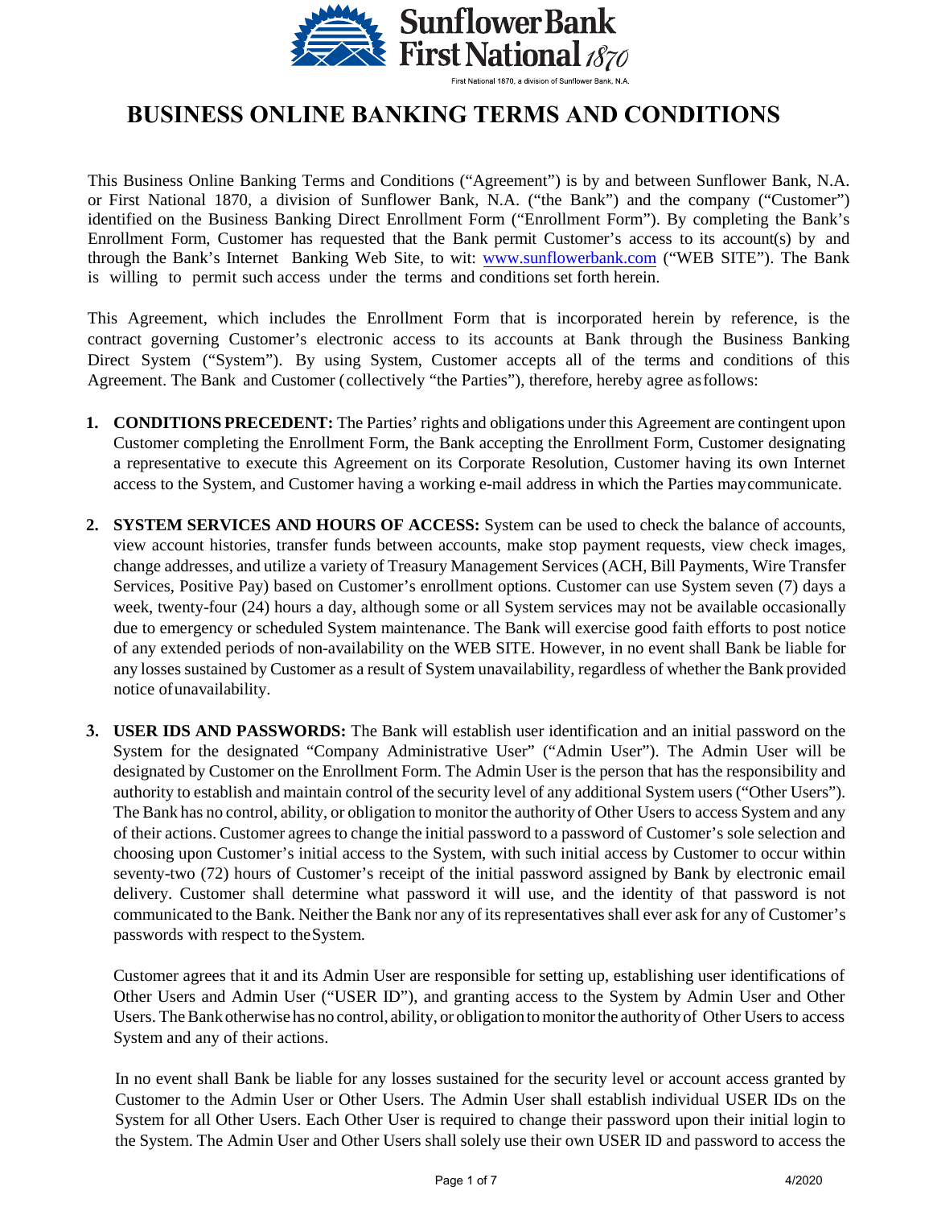First National 1870, a division of Sunflower Bank, N.A.

# BUSINESS ONLINE BANKING TERMS AND CONDITIONS

This Business Online Banking Terms and Conditions ("Agreement") is by and between Sunflower Bank, N.A. or First National 1870, a division of Sunflower Bank, N.A. ("the Bank") and the company ("Customer") identified on the Business Banking Direct Enrollment Form ("Enrollment Form"). By completing the Bank's Enrollment Form, Customer has requested that the Bank permit Customer's access to its account(s) by and through the Bank's Internet Banking Web Site, to wit: www.sunflowerbank.com ("WEB SITE"). The Bank is willing to permit such access under the terms and conditions set forth herein.

This Agreement, which includes the Enrollment Form that is incorporated herein by reference, is the contract governing Customer's electronic access to its accounts at Bank through the Business Banking Direct System ("System"). By using System, Customer accepts all of the terms and conditions of this Agreement. The Bank and Customer (collectively "the Parties"), therefore, hereby agree as follows:

1. **CONDITIONS PRECEDENT:** The Parties' rights and obligations under this Agreement are contingent upon Customer completing the Enrollment Form, the Bank accepting the Enrollment Form, Customer designating a representative to execute this Agreement on its Corporate Resolution, Customer having its own Internet access to the System, and Customer having a working e-mail address in which the Parties may communicate.

2. **SYSTEM SERVICES AND HOURS OF ACCESS:** System can be used to check the balance of accounts, view account histories, transfer funds between accounts, make stop payment requests, view check images, change addresses, and utilize a variety of Treasury Management Services (ACH, Bill Payments, Wire Transfer Services, Positive Pay) based on Customer's enrollment options. Customer can use System seven (7) days a week, twenty-four (24) hours a day, although some or all System services may not be available occasionally due to emergency or scheduled System maintenance. The Bank will exercise good faith efforts to post notice of any extended periods of non-availability on the WEB SITE. However, in no event shall Bank be liable for any losses sustained by Customer as a result of System unavailability, regardless of whether the Bank provided notice of unavailability.

3. **USER IDS AND PASSWORDS:** The Bank will establish user identification and an initial password on the System for the designated "Company Administrative User" ("Admin User"). The Admin User will be designated by Customer on the Enrollment Form. The Admin User is the person that has the responsibility and authority to establish and maintain control of the security level of any additional System users ("Other Users"). The Bank has no control, ability, or obligation to monitor the authority of Other Users to access System and any of their actions. Customer agrees to change the initial password to a password of Customer's sole selection and choosing upon Customer's initial access to the System, with such initial access by Customer to occur within seventy-two (72) hours of Customer's receipt of the initial password assigned by Bank by electronic email delivery. Customer shall determine what password it will use, and the identity of that password is not communicated to the Bank. Neither the Bank nor any of its representatives shall ever ask for any of Customer's passwords with respect to the System.

   Customer agrees that it and its Admin User are responsible for setting up, establishing user identifications of Other Users and Admin User ("USER ID"), and granting access to the System by Admin User and Other Users. The Bank otherwise has no control, ability, or obligation to monitor the authority of Other Users to access System and any of their actions.

   In no event shall Bank be liable for any losses sustained for the security level or account access granted by Customer to the Admin User or Other Users. The Admin User shall establish individual USER IDs on the System for all Other Users. Each Other User is required to change their password upon their initial login to the System. The Admin User and Other Users shall solely use their own USER ID and password to access the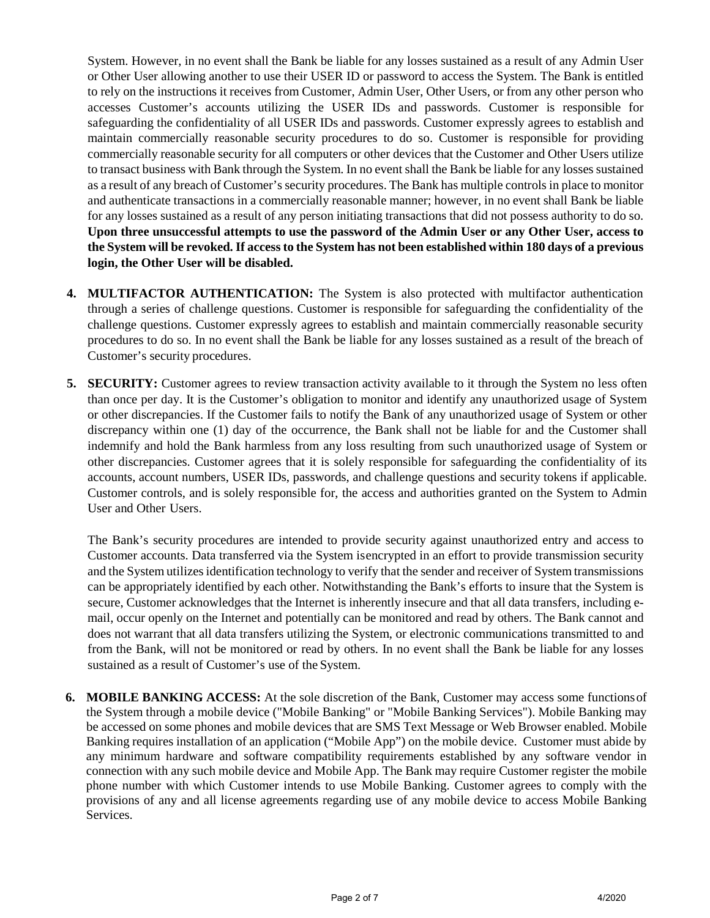System. However, in no event shall the Bank be liable for any losses sustained as a result of any Admin User or Other User allowing another to use their USER ID or password to access the System. The Bank is entitled to rely on the instructions it receives from Customer, Admin User, Other Users, or from any other person who accesses Customer's accounts utilizing the USER IDs and passwords. Customer is responsible for safeguarding the confidentiality of all USER IDs and passwords. Customer expressly agrees to establish and maintain commercially reasonable security procedures to do so. Customer is responsible for providing commercially reasonable security for all computers or other devices that the Customer and Other Users utilize to transact business with Bank through the System. In no event shall the Bank be liable for any losses sustained as a result of any breach of Customer's security procedures. The Bank has multiple controls in place to monitor and authenticate transactions in a commercially reasonable manner; however, in no event shall Bank be liable for any losses sustained as a result of any person initiating transactions that did not possess authority to do so. **Upon three unsuccessful attempts to use the password of the Admin User or any Other User, access to the System will be revoked. If access to the System has not been established within 180 days of a previous login, the Other User will be disabled.**

4. **MULTIFACTOR AUTHENTICATION:** The System is also protected with multifactor authentication through a series of challenge questions. Customer is responsible for safeguarding the confidentiality of the challenge questions. Customer expressly agrees to establish and maintain commercially reasonable security procedures to do so. In no event shall the Bank be liable for any losses sustained as a result of the breach of Customer's security procedures.

5. **SECURITY:** Customer agrees to review transaction activity available to it through the System no less often than once per day. It is the Customer's obligation to monitor and identify any unauthorized usage of System or other discrepancies. If the Customer fails to notify the Bank of any unauthorized usage of System or other discrepancy within one (1) day of the occurrence, the Bank shall not be liable for and the Customer shall indemnify and hold the Bank harmless from any loss resulting from such unauthorized usage of System or other discrepancies. Customer agrees that it is solely responsible for safeguarding the confidentiality of its accounts, account numbers, USER IDs, passwords, and challenge questions and security tokens if applicable. Customer controls, and is solely responsible for, the access and authorities granted on the System to Admin User and Other Users.

   The Bank's security procedures are intended to provide security against unauthorized entry and access to Customer accounts. Data transferred via the System isencrypted in an effort to provide transmission security and the System utilizes identification technology to verify that the sender and receiver of System transmissions can be appropriately identified by each other. Notwithstanding the Bank's efforts to insure that the System is secure, Customer acknowledges that the Internet is inherently insecure and that all data transfers, including e-mail, occur openly on the Internet and potentially can be monitored and read by others. The Bank cannot and does not warrant that all data transfers utilizing the System, or electronic communications transmitted to and from the Bank, will not be monitored or read by others. In no event shall the Bank be liable for any losses sustained as a result of Customer's use of the System.

6. **MOBILE BANKING ACCESS:** At the sole discretion of the Bank, Customer may access some functionsof the System through a mobile device ("Mobile Banking" or "Mobile Banking Services"). Mobile Banking may be accessed on some phones and mobile devices that are SMS Text Message or Web Browser enabled. Mobile Banking requires installation of an application ("Mobile App") on the mobile device. Customer must abide by any minimum hardware and software compatibility requirements established by any software vendor in connection with any such mobile device and Mobile App. The Bank may require Customer register the mobile phone number with which Customer intends to use Mobile Banking. Customer agrees to comply with the provisions of any and all license agreements regarding use of any mobile device to access Mobile Banking Services.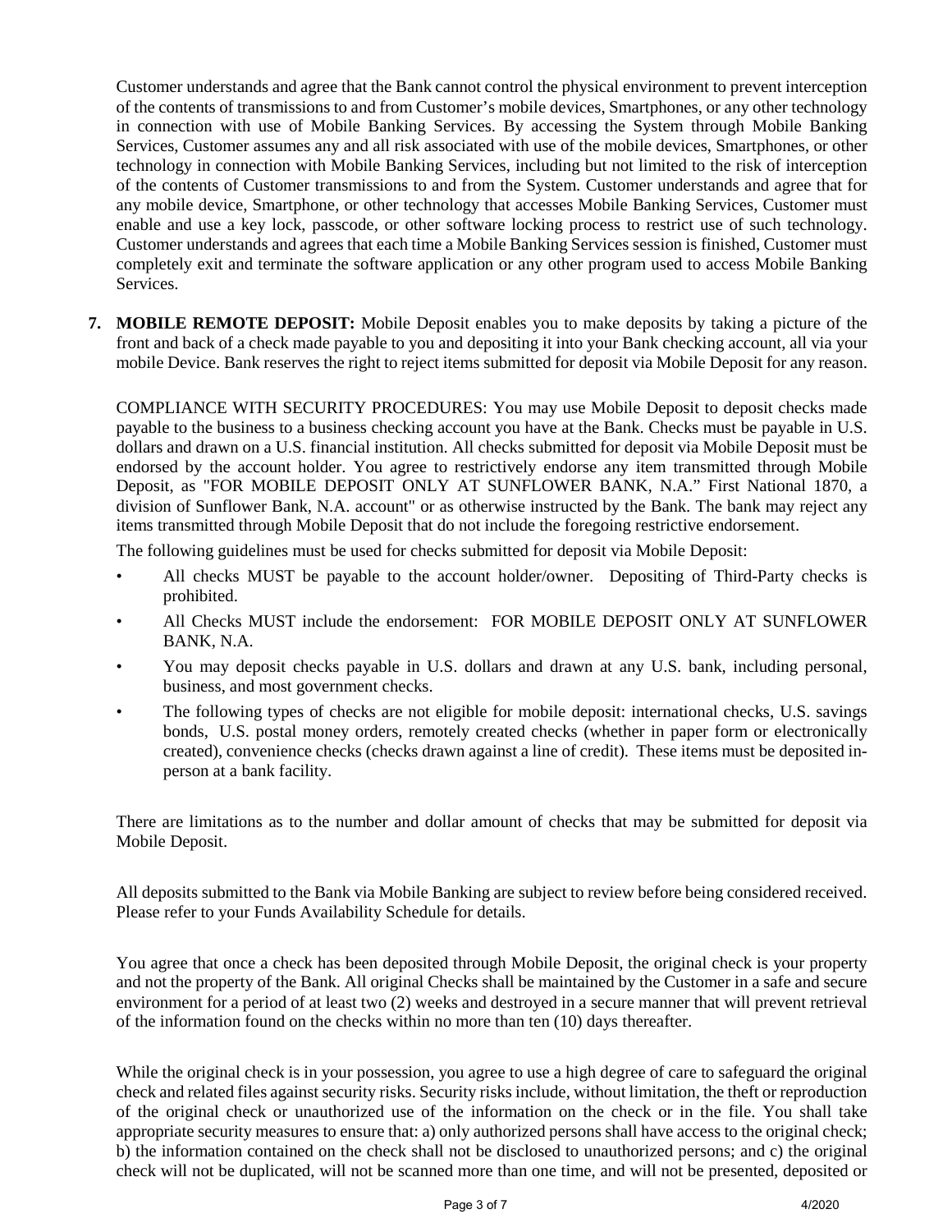Customer understands and agree that the Bank cannot control the physical environment to prevent interception of the contents of transmissions to and from Customer's mobile devices, Smartphones, or any other technology in connection with use of Mobile Banking Services. By accessing the System through Mobile Banking Services, Customer assumes any and all risk associated with use of the mobile devices, Smartphones, or other technology in connection with Mobile Banking Services, including but not limited to the risk of interception of the contents of Customer transmissions to and from the System. Customer understands and agree that for any mobile device, Smartphone, or other technology that accesses Mobile Banking Services, Customer must enable and use a key lock, passcode, or other software locking process to restrict use of such technology. Customer understands and agrees that each time a Mobile Banking Services session is finished, Customer must completely exit and terminate the software application or any other program used to access Mobile Banking Services.

**7. MOBILE REMOTE DEPOSIT:** Mobile Deposit enables you to make deposits by taking a picture of the front and back of a check made payable to you and depositing it into your Bank checking account, all via your mobile Device. Bank reserves the right to reject items submitted for deposit via Mobile Deposit for any reason.

COMPLIANCE WITH SECURITY PROCEDURES: You may use Mobile Deposit to deposit checks made payable to the business to a business checking account you have at the Bank. Checks must be payable in U.S. dollars and drawn on a U.S. financial institution. All checks submitted for deposit via Mobile Deposit must be endorsed by the account holder. You agree to restrictively endorse any item transmitted through Mobile Deposit, as "FOR MOBILE DEPOSIT ONLY AT SUNFLOWER BANK, N.A." First National 1870, a division of Sunflower Bank, N.A. account" or as otherwise instructed by the Bank. The bank may reject any items transmitted through Mobile Deposit that do not include the foregoing restrictive endorsement.

The following guidelines must be used for checks submitted for deposit via Mobile Deposit:

- All checks MUST be payable to the account holder/owner. Depositing of Third-Party checks is prohibited.
- All Checks MUST include the endorsement: FOR MOBILE DEPOSIT ONLY AT SUNFLOWER BANK, N.A.
- You may deposit checks payable in U.S. dollars and drawn at any U.S. bank, including personal, business, and most government checks.
- The following types of checks are not eligible for mobile deposit: international checks, U.S. savings bonds, U.S. postal money orders, remotely created checks (whether in paper form or electronically created), convenience checks (checks drawn against a line of credit). These items must be deposited in-person at a bank facility.

There are limitations as to the number and dollar amount of checks that may be submitted for deposit via Mobile Deposit.

All deposits submitted to the Bank via Mobile Banking are subject to review before being considered received. Please refer to your Funds Availability Schedule for details.

You agree that once a check has been deposited through Mobile Deposit, the original check is your property and not the property of the Bank. All original Checks shall be maintained by the Customer in a safe and secure environment for a period of at least two (2) weeks and destroyed in a secure manner that will prevent retrieval of the information found on the checks within no more than ten (10) days thereafter.

While the original check is in your possession, you agree to use a high degree of care to safeguard the original check and related files against security risks. Security risks include, without limitation, the theft or reproduction of the original check or unauthorized use of the information on the check or in the file. You shall take appropriate security measures to ensure that: a) only authorized persons shall have access to the original check; b) the information contained on the check shall not be disclosed to unauthorized persons; and c) the original check will not be duplicated, will not be scanned more than one time, and will not be presented, deposited or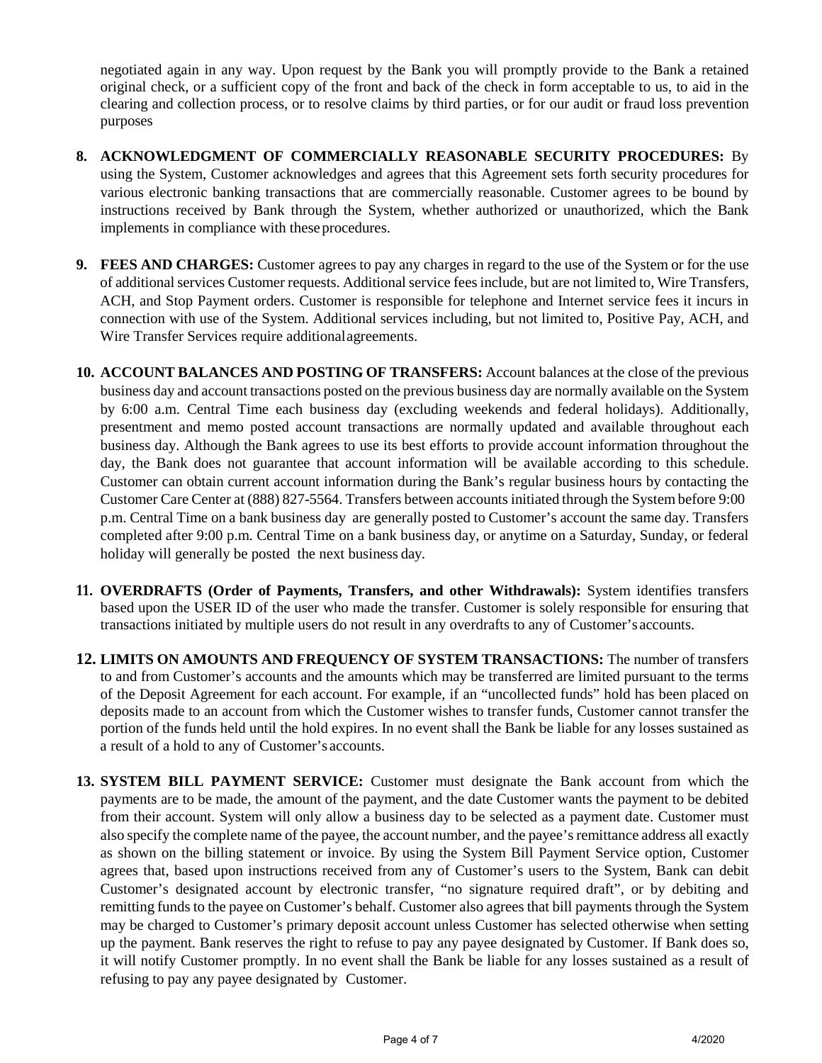negotiated again in any way. Upon request by the Bank you will promptly provide to the Bank a retained original check, or a sufficient copy of the front and back of the check in form acceptable to us, to aid in the clearing and collection process, or to resolve claims by third parties, or for our audit or fraud loss prevention purposes

8. **ACKNOWLEDGMENT OF COMMERCIALLY REASONABLE SECURITY PROCEDURES:** By using the System, Customer acknowledges and agrees that this Agreement sets forth security procedures for various electronic banking transactions that are commercially reasonable. Customer agrees to be bound by instructions received by Bank through the System, whether authorized or unauthorized, which the Bank implements in compliance with these procedures.

9. **FEES AND CHARGES:** Customer agrees to pay any charges in regard to the use of the System or for the use of additional services Customer requests. Additional service fees include, but are not limited to, Wire Transfers, ACH, and Stop Payment orders. Customer is responsible for telephone and Internet service fees it incurs in connection with use of the System. Additional services including, but not limited to, Positive Pay, ACH, and Wire Transfer Services require additional agreements.

10. **ACCOUNT BALANCES AND POSTING OF TRANSFERS:** Account balances at the close of the previous business day and account transactions posted on the previous business day are normally available on the System by 6:00 a.m. Central Time each business day (excluding weekends and federal holidays). Additionally, presentment and memo posted account transactions are normally updated and available throughout each business day. Although the Bank agrees to use its best efforts to provide account information throughout the day, the Bank does not guarantee that account information will be available according to this schedule. Customer can obtain current account information during the Bank's regular business hours by contacting the Customer Care Center at (888) 827-5564. Transfers between accounts initiated through the System before 9:00 p.m. Central Time on a bank business day are generally posted to Customer's account the same day. Transfers completed after 9:00 p.m. Central Time on a bank business day, or anytime on a Saturday, Sunday, or federal holiday will generally be posted the next business day.

11. **OVERDRAFTS (Order of Payments, Transfers, and other Withdrawals):** System identifies transfers based upon the USER ID of the user who made the transfer. Customer is solely responsible for ensuring that transactions initiated by multiple users do not result in any overdrafts to any of Customer's accounts.

12. **LIMITS ON AMOUNTS AND FREQUENCY OF SYSTEM TRANSACTIONS:** The number of transfers to and from Customer's accounts and the amounts which may be transferred are limited pursuant to the terms of the Deposit Agreement for each account. For example, if an "uncollected funds" hold has been placed on deposits made to an account from which the Customer wishes to transfer funds, Customer cannot transfer the portion of the funds held until the hold expires. In no event shall the Bank be liable for any losses sustained as a result of a hold to any of Customer's accounts.

13. **SYSTEM BILL PAYMENT SERVICE:** Customer must designate the Bank account from which the payments are to be made, the amount of the payment, and the date Customer wants the payment to be debited from their account. System will only allow a business day to be selected as a payment date. Customer must also specify the complete name of the payee, the account number, and the payee's remittance address all exactly as shown on the billing statement or invoice. By using the System Bill Payment Service option, Customer agrees that, based upon instructions received from any of Customer's users to the System, Bank can debit Customer's designated account by electronic transfer, "no signature required draft", or by debiting and remitting funds to the payee on Customer's behalf. Customer also agrees that bill payments through the System may be charged to Customer's primary deposit account unless Customer has selected otherwise when setting up the payment. Bank reserves the right to refuse to pay any payee designated by Customer. If Bank does so, it will notify Customer promptly. In no event shall the Bank be liable for any losses sustained as a result of refusing to pay any payee designated by Customer.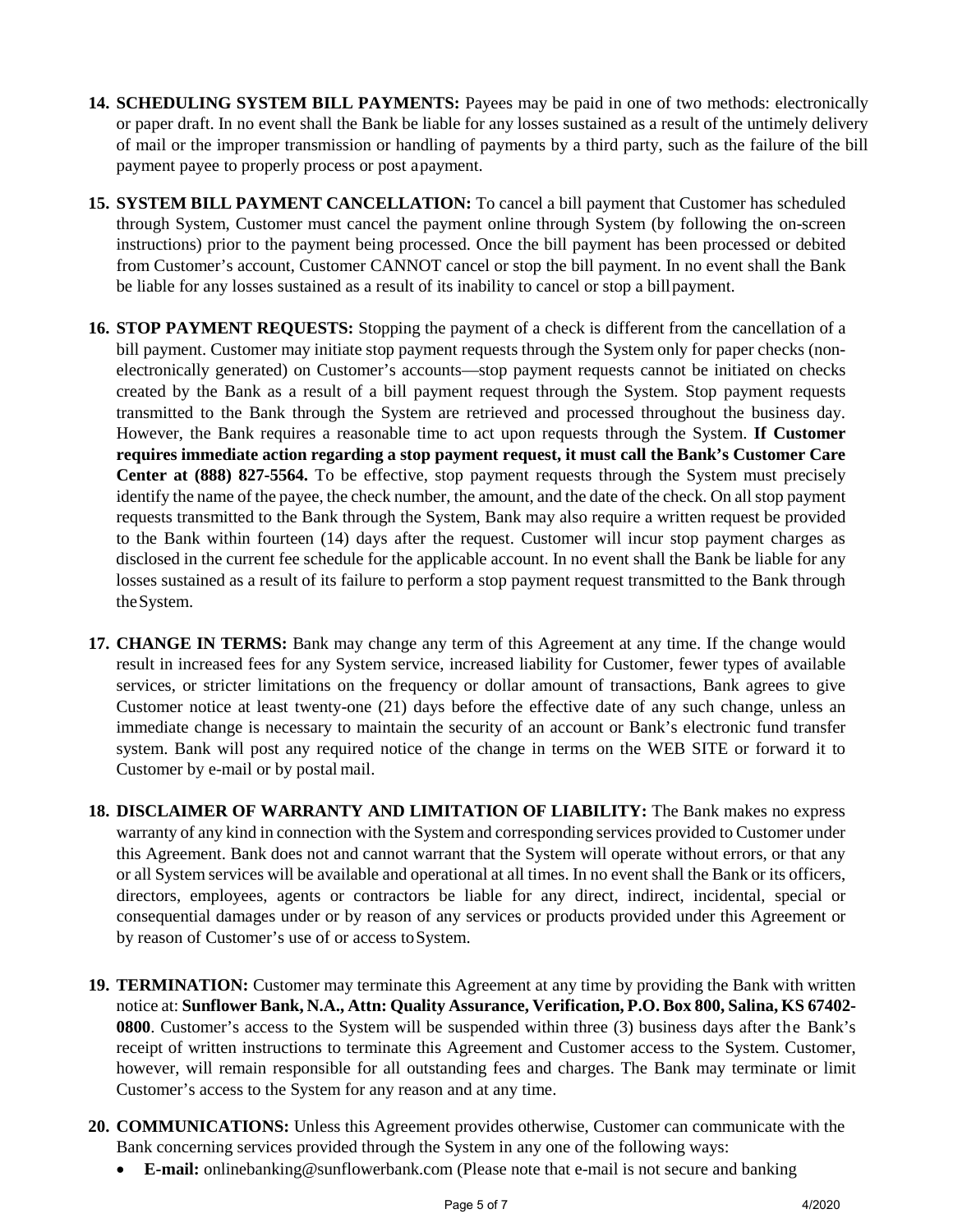14. **SCHEDULING SYSTEM BILL PAYMENTS:** Payees may be paid in one of two methods: electronically or paper draft. In no event shall the Bank be liable for any losses sustained as a result of the untimely delivery of mail or the improper transmission or handling of payments by a third party, such as the failure of the bill payment payee to properly process or post a payment.

15. **SYSTEM BILL PAYMENT CANCELLATION:** To cancel a bill payment that Customer has scheduled through System, Customer must cancel the payment online through System (by following the on-screen instructions) prior to the payment being processed. Once the bill payment has been processed or debited from Customer's account, Customer CANNOT cancel or stop the bill payment. In no event shall the Bank be liable for any losses sustained as a result of its inability to cancel or stop a bill payment.

16. **STOP PAYMENT REQUESTS:** Stopping the payment of a check is different from the cancellation of a bill payment. Customer may initiate stop payment requests through the System only for paper checks (non-electronically generated) on Customer's accounts—stop payment requests cannot be initiated on checks created by the Bank as a result of a bill payment request through the System. Stop payment requests transmitted to the Bank through the System are retrieved and processed throughout the business day. However, the Bank requires a reasonable time to act upon requests through the System. **If Customer requires immediate action regarding a stop payment request, it must call the Bank's Customer Care Center at (888) 827-5564.** To be effective, stop payment requests through the System must precisely identify the name of the payee, the check number, the amount, and the date of the check. On all stop payment requests transmitted to the Bank through the System, Bank may also require a written request be provided to the Bank within fourteen (14) days after the request. Customer will incur stop payment charges as disclosed in the current fee schedule for the applicable account. In no event shall the Bank be liable for any losses sustained as a result of its failure to perform a stop payment request transmitted to the Bank through the System.

17. **CHANGE IN TERMS:** Bank may change any term of this Agreement at any time. If the change would result in increased fees for any System service, increased liability for Customer, fewer types of available services, or stricter limitations on the frequency or dollar amount of transactions, Bank agrees to give Customer notice at least twenty-one (21) days before the effective date of any such change, unless an immediate change is necessary to maintain the security of an account or Bank's electronic fund transfer system. Bank will post any required notice of the change in terms on the WEB SITE or forward it to Customer by e-mail or by postal mail.

18. **DISCLAIMER OF WARRANTY AND LIMITATION OF LIABILITY:** The Bank makes no express warranty of any kind in connection with the System and corresponding services provided to Customer under this Agreement. Bank does not and cannot warrant that the System will operate without errors, or that any or all System services will be available and operational at all times. In no event shall the Bank or its officers, directors, employees, agents or contractors be liable for any direct, indirect, incidental, special or consequential damages under or by reason of any services or products provided under this Agreement or by reason of Customer's use of or access to System.

19. **TERMINATION:** Customer may terminate this Agreement at any time by providing the Bank with written notice at: **Sunflower Bank, N.A., Attn: Quality Assurance, Verification, P.O. Box 800, Salina, KS 67402-0800**. Customer's access to the System will be suspended within three (3) business days after the Bank's receipt of written instructions to terminate this Agreement and Customer access to the System. Customer, however, will remain responsible for all outstanding fees and charges. The Bank may terminate or limit Customer's access to the System for any reason and at any time.

20. **COMMUNICATIONS:** Unless this Agreement provides otherwise, Customer can communicate with the Bank concerning services provided through the System in any one of the following ways:
    - **E-mail:** onlinebanking@sunflowerbank.com (Please note that e-mail is not secure and banking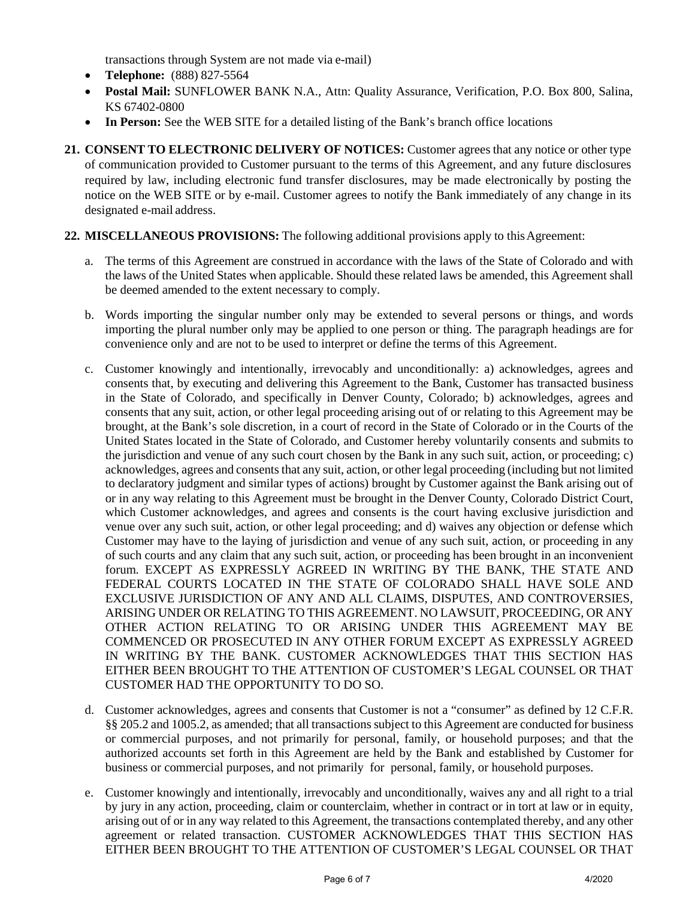transactions through System are not made via e-mail)

- **Telephone:** (888) 827-5564
- **Postal Mail:** SUNFLOWER BANK N.A., Attn: Quality Assurance, Verification, P.O. Box 800, Salina, KS 67402-0800
- **In Person:** See the WEB SITE for a detailed listing of the Bank's branch office locations

**21. CONSENT TO ELECTRONIC DELIVERY OF NOTICES:** Customer agrees that any notice or other type of communication provided to Customer pursuant to the terms of this Agreement, and any future disclosures required by law, including electronic fund transfer disclosures, may be made electronically by posting the notice on the WEB SITE or by e-mail. Customer agrees to notify the Bank immediately of any change in its designated e-mail address.

**22. MISCELLANEOUS PROVISIONS:** The following additional provisions apply to this Agreement:

a. The terms of this Agreement are construed in accordance with the laws of the State of Colorado and with the laws of the United States when applicable. Should these related laws be amended, this Agreement shall be deemed amended to the extent necessary to comply.

b. Words importing the singular number only may be extended to several persons or things, and words importing the plural number only may be applied to one person or thing. The paragraph headings are for convenience only and are not to be used to interpret or define the terms of this Agreement.

c. Customer knowingly and intentionally, irrevocably and unconditionally: a) acknowledges, agrees and consents that, by executing and delivering this Agreement to the Bank, Customer has transacted business in the State of Colorado, and specifically in Denver County, Colorado; b) acknowledges, agrees and consents that any suit, action, or other legal proceeding arising out of or relating to this Agreement may be brought, at the Bank's sole discretion, in a court of record in the State of Colorado or in the Courts of the United States located in the State of Colorado, and Customer hereby voluntarily consents and submits to the jurisdiction and venue of any such court chosen by the Bank in any such suit, action, or proceeding; c) acknowledges, agrees and consents that any suit, action, or other legal proceeding (including but not limited to declaratory judgment and similar types of actions) brought by Customer against the Bank arising out of or in any way relating to this Agreement must be brought in the Denver County, Colorado District Court, which Customer acknowledges, and agrees and consents is the court having exclusive jurisdiction and venue over any such suit, action, or other legal proceeding; and d) waives any objection or defense which Customer may have to the laying of jurisdiction and venue of any such suit, action, or proceeding in any of such courts and any claim that any such suit, action, or proceeding has been brought in an inconvenient forum. EXCEPT AS EXPRESSLY AGREED IN WRITING BY THE BANK, THE STATE AND FEDERAL COURTS LOCATED IN THE STATE OF COLORADO SHALL HAVE SOLE AND EXCLUSIVE JURISDICTION OF ANY AND ALL CLAIMS, DISPUTES, AND CONTROVERSIES, ARISING UNDER OR RELATING TO THIS AGREEMENT. NO LAWSUIT, PROCEEDING, OR ANY OTHER ACTION RELATING TO OR ARISING UNDER THIS AGREEMENT MAY BE COMMENCED OR PROSECUTED IN ANY OTHER FORUM EXCEPT AS EXPRESSLY AGREED IN WRITING BY THE BANK. CUSTOMER ACKNOWLEDGES THAT THIS SECTION HAS EITHER BEEN BROUGHT TO THE ATTENTION OF CUSTOMER'S LEGAL COUNSEL OR THAT CUSTOMER HAD THE OPPORTUNITY TO DO SO.

d. Customer acknowledges, agrees and consents that Customer is not a "consumer" as defined by 12 C.F.R. §§ 205.2 and 1005.2, as amended; that all transactions subject to this Agreement are conducted for business or commercial purposes, and not primarily for personal, family, or household purposes; and that the authorized accounts set forth in this Agreement are held by the Bank and established by Customer for business or commercial purposes, and not primarily for personal, family, or household purposes.

e. Customer knowingly and intentionally, irrevocably and unconditionally, waives any and all right to a trial by jury in any action, proceeding, claim or counterclaim, whether in contract or in tort at law or in equity, arising out of or in any way related to this Agreement, the transactions contemplated thereby, and any other agreement or related transaction. CUSTOMER ACKNOWLEDGES THAT THIS SECTION HAS EITHER BEEN BROUGHT TO THE ATTENTION OF CUSTOMER'S LEGAL COUNSEL OR THAT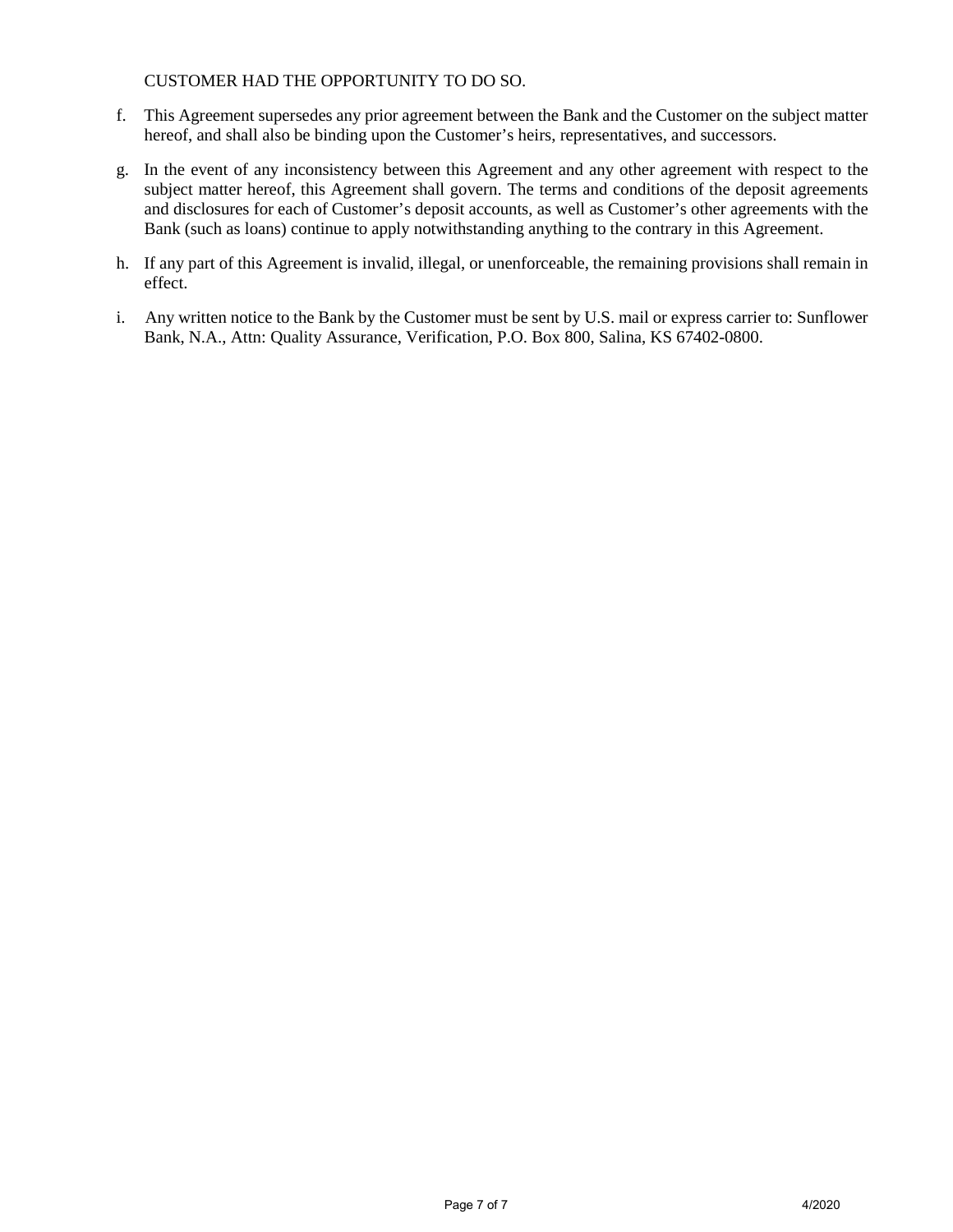CUSTOMER HAD THE OPPORTUNITY TO DO SO.

f. This Agreement supersedes any prior agreement between the Bank and the Customer on the subject matter hereof, and shall also be binding upon the Customer's heirs, representatives, and successors.

g. In the event of any inconsistency between this Agreement and any other agreement with respect to the subject matter hereof, this Agreement shall govern. The terms and conditions of the deposit agreements and disclosures for each of Customer's deposit accounts, as well as Customer's other agreements with the Bank (such as loans) continue to apply notwithstanding anything to the contrary in this Agreement.

h. If any part of this Agreement is invalid, illegal, or unenforceable, the remaining provisions shall remain in effect.

i. Any written notice to the Bank by the Customer must be sent by U.S. mail or express carrier to: Sunflower Bank, N.A., Attn: Quality Assurance, Verification, P.O. Box 800, Salina, KS 67402-0800.